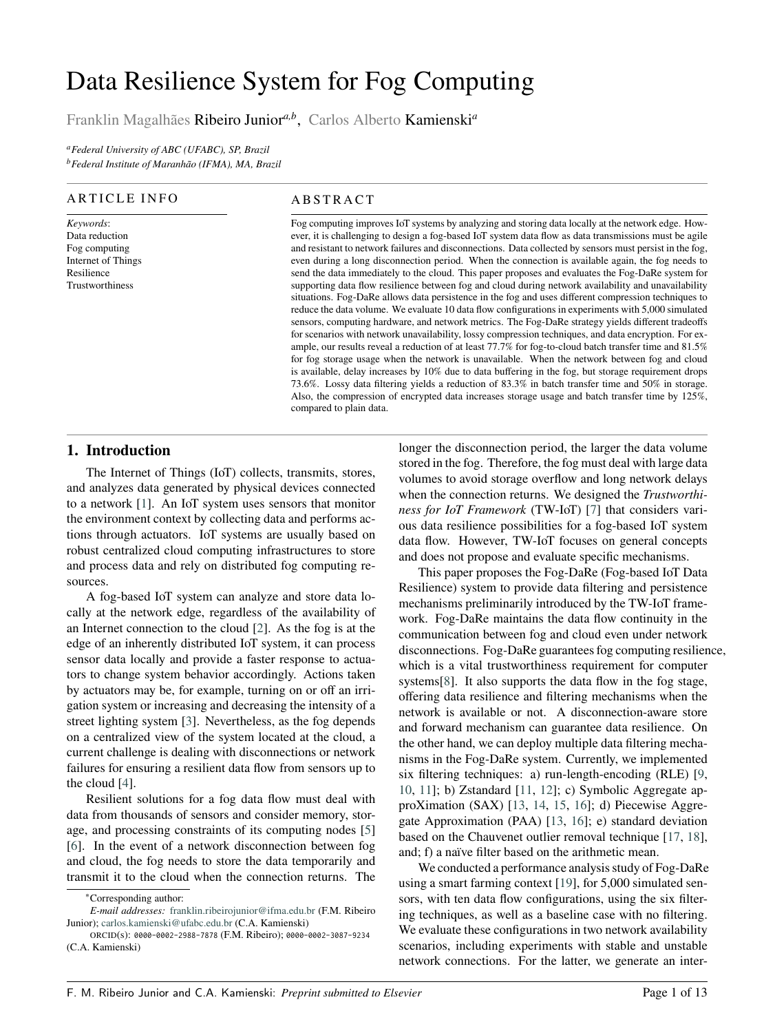# Data Resilience System for Fog Computing

Franklin Magalhães Ribeiro Junior[a,b], Carlos Alberto Kamienski[a]

[a] *Federal University of ABC (UFABC), SP, Brazil*
[b] *Federal Institute of Maranhão (IFMA), MA, Brazil*

## ARTICLE INFO

*Keywords*:
Data reduction
Fog computing
Internet of Things
Resilience
Trustworthiness

## ABSTRACT

Fog computing improves IoT systems by analyzing and storing data locally at the network edge. However, it is challenging to design a fog-based IoT system data flow as data transmissions must be agile and resistant to network failures and disconnections. Data collected by sensors must persist in the fog, even during a long disconnection period. When the connection is available again, the fog needs to send the data immediately to the cloud. This paper proposes and evaluates the Fog-DaRe system for supporting data flow resilience between fog and cloud during network availability and unavailability situations. Fog-DaRe allows data persistence in the fog and uses different compression techniques to reduce the data volume. We evaluate 10 data flow configurations in experiments with 5,000 simulated sensors, computing hardware, and network metrics. The Fog-DaRe strategy yields different tradeoffs for scenarios with network unavailability, lossy compression techniques, and data encryption. For example, our results reveal a reduction of at least 77.7% for fog-to-cloud batch transfer time and 81.5% for fog storage usage when the network is unavailable. When the network between fog and cloud is available, delay increases by 10% due to data buffering in the fog, but storage requirement drops 73.6%. Lossy data filtering yields a reduction of 83.3% in batch transfer time and 50% in storage. Also, the compression of encrypted data increases storage usage and batch transfer time by 125%, compared to plain data.

## 1. Introduction

The Internet of Things (IoT) collects, transmits, stores, and analyzes data generated by physical devices connected to a network [1]. An IoT system uses sensors that monitor the environment context by collecting data and performs actions through actuators. IoT systems are usually based on robust centralized cloud computing infrastructures to store and process data and rely on distributed fog computing resources.

A fog-based IoT system can analyze and store data locally at the network edge, regardless of the availability of an Internet connection to the cloud [2]. As the fog is at the edge of an inherently distributed IoT system, it can process sensor data locally and provide a faster response to actuators to change system behavior accordingly. Actions taken by actuators may be, for example, turning on or off an irrigation system or increasing and decreasing the intensity of a street lighting system [3]. Nevertheless, as the fog depends on a centralized view of the system located at the cloud, a current challenge is dealing with disconnections or network failures for ensuring a resilient data flow from sensors up to the cloud [4].

Resilient solutions for a fog data flow must deal with data from thousands of sensors and consider memory, storage, and processing constraints of its computing nodes [5] [6]. In the event of a network disconnection between fog and cloud, the fog needs to store the data temporarily and transmit it to the cloud when the connection returns. The longer the disconnection period, the larger the data volume stored in the fog. Therefore, the fog must deal with large data volumes to avoid storage overflow and long network delays when the connection returns. We designed the *Trustworthiness for IoT Framework* (TW-IoT) [7] that considers various data resilience possibilities for a fog-based IoT system data flow. However, TW-IoT focuses on general concepts and does not propose and evaluate specific mechanisms.

This paper proposes the Fog-DaRe (Fog-based IoT Data Resilience) system to provide data filtering and persistence mechanisms preliminarily introduced by the TW-IoT framework. Fog-DaRe maintains the data flow continuity in the communication between fog and cloud even under network disconnections. Fog-DaRe guarantees fog computing resilience, which is a vital trustworthiness requirement for computer systems[8]. It also supports the data flow in the fog stage, offering data resilience and filtering mechanisms when the network is available or not. A disconnection-aware store and forward mechanism can guarantee data resilience. On the other hand, we can deploy multiple data filtering mechanisms in the Fog-DaRe system. Currently, we implemented six filtering techniques: a) run-length-encoding (RLE) [9, 10, 11]; b) Zstandard [11, 12]; c) Symbolic Aggregate approXimation (SAX) [13, 14, 15, 16]; d) Piecewise Aggregate Approximation (PAA) [13, 16]; e) standard deviation based on the Chauvenet outlier removal technique [17, 18], and; f) a naïve filter based on the arithmetic mean.

We conducted a performance analysis study of Fog-DaRe using a smart farming context [19], for 5,000 simulated sensors, with ten data flow configurations, using the six filtering techniques, as well as a baseline case with no filtering. We evaluate these configurations in two network availability scenarios, including experiments with stable and unstable network connections. For the latter, we generate an inter-

*Corresponding author:
*E-mail addresses:* franklin.ribeirojunior@ifma.edu.br (F.M. Ribeiro Junior); carlos.kamienski@ufabc.edu.br (C.A. Kamienski)
ORCID(s): 0000-0002-2988-7878 (F.M. Ribeiro); 0000-0002-3087-9234 (C.A. Kamienski)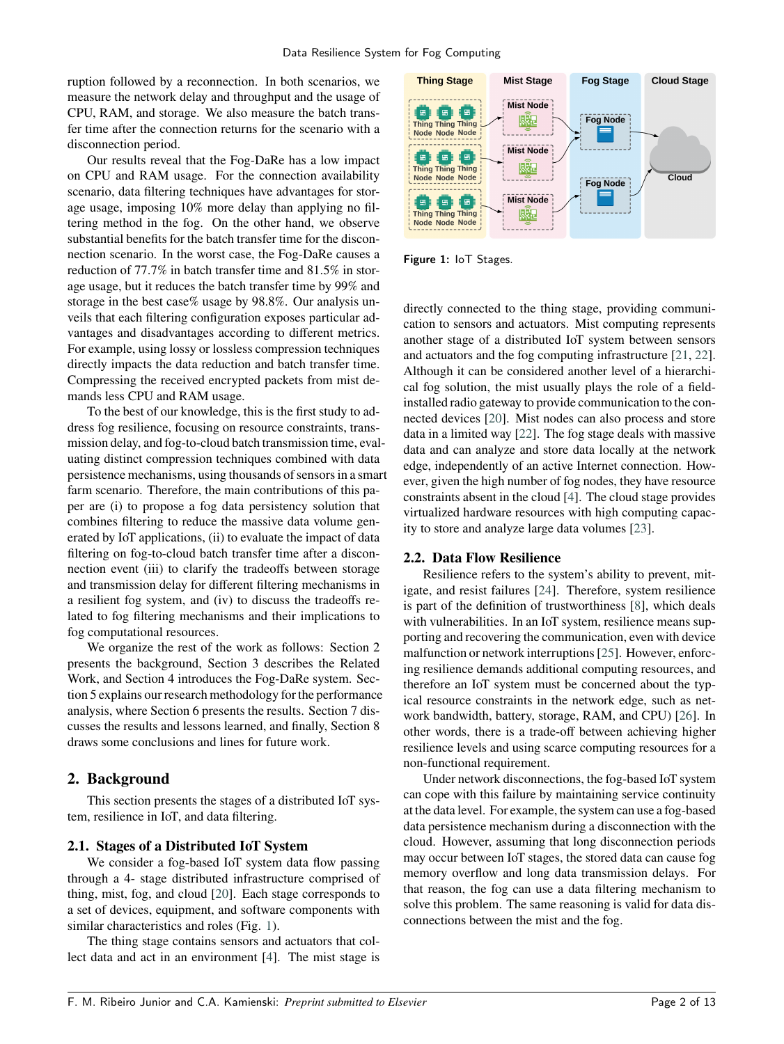ruption followed by a reconnection. In both scenarios, we measure the network delay and throughput and the usage of CPU, RAM, and storage. We also measure the batch transfer time after the connection returns for the scenario with a disconnection period.

Our results reveal that the Fog-DaRe has a low impact on CPU and RAM usage. For the connection availability scenario, data filtering techniques have advantages for storage usage, imposing 10% more delay than applying no filtering method in the fog. On the other hand, we observe substantial benefits for the batch transfer time for the disconnection scenario. In the worst case, the Fog-DaRe causes a reduction of 77.7% in batch transfer time and 81.5% in storage usage, but it reduces the batch transfer time by 99% and storage in the best case% usage by 98.8%. Our analysis unveils that each filtering configuration exposes particular advantages and disadvantages according to different metrics. For example, using lossy or lossless compression techniques directly impacts the data reduction and batch transfer time. Compressing the received encrypted packets from mist demands less CPU and RAM usage.

To the best of our knowledge, this is the first study to address fog resilience, focusing on resource constraints, transmission delay, and fog-to-cloud batch transmission time, evaluating distinct compression techniques combined with data persistence mechanisms, using thousands of sensors in a smart farm scenario. Therefore, the main contributions of this paper are (i) to propose a fog data persistency solution that combines filtering to reduce the massive data volume generated by IoT applications, (ii) to evaluate the impact of data filtering on fog-to-cloud batch transfer time after a disconnection event (iii) to clarify the tradeoffs between storage and transmission delay for different filtering mechanisms in a resilient fog system, and (iv) to discuss the tradeoffs related to fog filtering mechanisms and their implications to fog computational resources.

We organize the rest of the work as follows: Section 2 presents the background, Section 3 describes the Related Work, and Section 4 introduces the Fog-DaRe system. Section 5 explains our research methodology for the performance analysis, where Section 6 presents the results. Section 7 discusses the results and lessons learned, and finally, Section 8 draws some conclusions and lines for future work.

## 2. Background

This section presents the stages of a distributed IoT system, resilience in IoT, and data filtering.

### 2.1. Stages of a Distributed IoT System

We consider a fog-based IoT system data flow passing through a 4- stage distributed infrastructure comprised of thing, mist, fog, and cloud [20]. Each stage corresponds to a set of devices, equipment, and software components with similar characteristics and roles (Fig. 1).

The thing stage contains sensors and actuators that collect data and act in an environment [4]. The mist stage is directly connected to the thing stage, providing communication to sensors and actuators. Mist computing represents another stage of a distributed IoT system between sensors and actuators and the fog computing infrastructure [21, 22]. Although it can be considered another level of a hierarchical fog solution, the mist usually plays the role of a field-installed radio gateway to provide communication to the connected devices [20]. Mist nodes can also process and store data in a limited way [22]. The fog stage deals with massive data and can analyze and store data locally at the network edge, independently of an active Internet connection. However, given the high number of fog nodes, they have resource constraints absent in the cloud [4]. The cloud stage provides virtualized hardware resources with high computing capacity to store and analyze large data volumes [23].

**Figure 1:** IoT Stages.

### 2.2. Data Flow Resilience

Resilience refers to the system's ability to prevent, mitigate, and resist failures [24]. Therefore, system resilience is part of the definition of trustworthiness [8], which deals with vulnerabilities. In an IoT system, resilience means supporting and recovering the communication, even with device malfunction or network interruptions [25]. However, enforcing resilience demands additional computing resources, and therefore an IoT system must be concerned about the typical resource constraints in the network edge, such as network bandwidth, battery, storage, RAM, and CPU) [26]. In other words, there is a trade-off between achieving higher resilience levels and using scarce computing resources for a non-functional requirement.

Under network disconnections, the fog-based IoT system can cope with this failure by maintaining service continuity at the data level. For example, the system can use a fog-based data persistence mechanism during a disconnection with the cloud. However, assuming that long disconnection periods may occur between IoT stages, the stored data can cause fog memory overflow and long data transmission delays. For that reason, the fog can use a data filtering mechanism to solve this problem. The same reasoning is valid for data disconnections between the mist and the fog.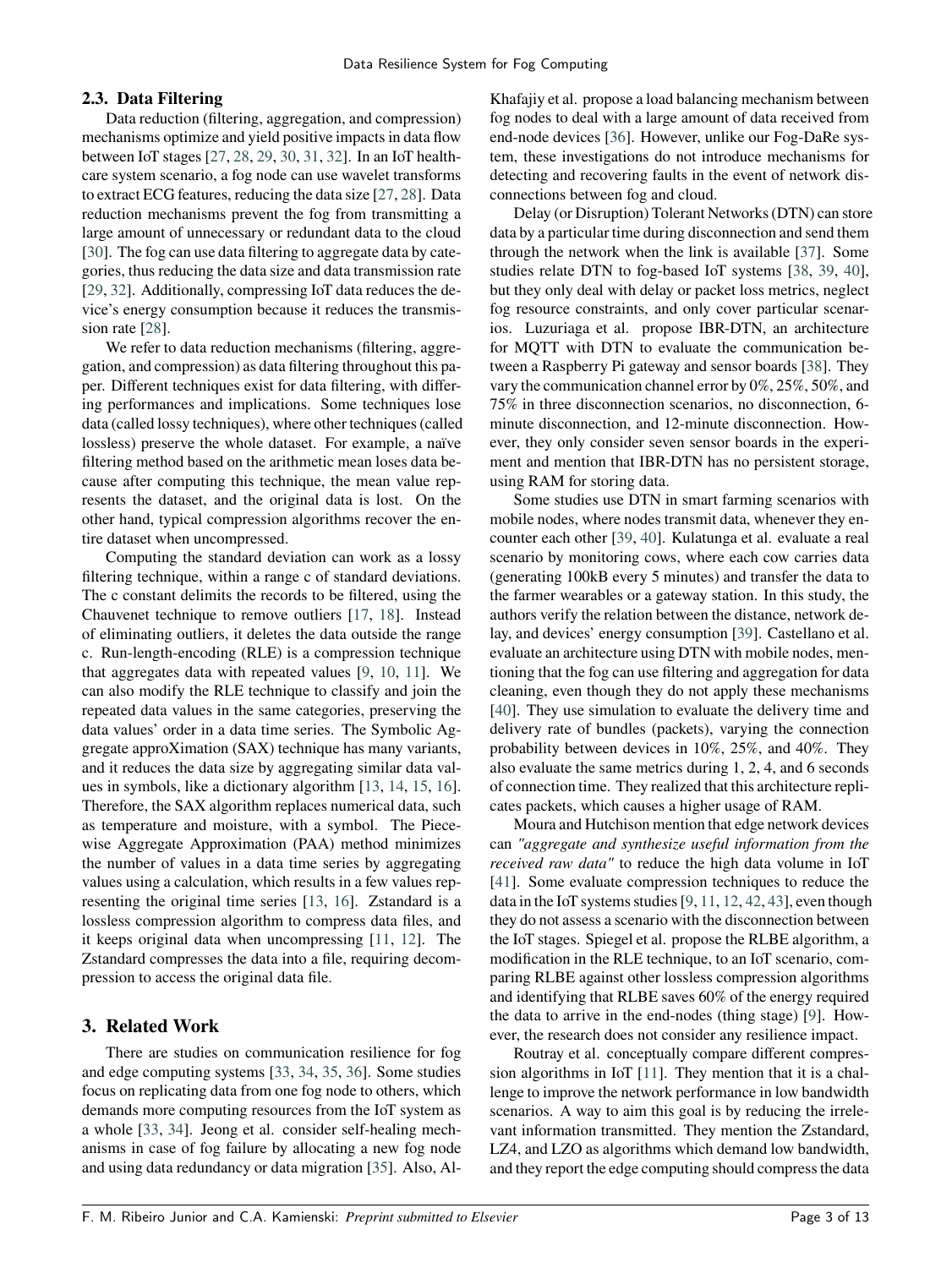### 2.3. Data Filtering

Data reduction (filtering, aggregation, and compression) mechanisms optimize and yield positive impacts in data flow between IoT stages [27, 28, 29, 30, 31, 32]. In an IoT healthcare system scenario, a fog node can use wavelet transforms to extract ECG features, reducing the data size [27, 28]. Data reduction mechanisms prevent the fog from transmitting a large amount of unnecessary or redundant data to the cloud [30]. The fog can use data filtering to aggregate data by categories, thus reducing the data size and data transmission rate [29, 32]. Additionally, compressing IoT data reduces the device's energy consumption because it reduces the transmission rate [28].

We refer to data reduction mechanisms (filtering, aggregation, and compression) as data filtering throughout this paper. Different techniques exist for data filtering, with differing performances and implications. Some techniques lose data (called lossy techniques), where other techniques (called lossless) preserve the whole dataset. For example, a naïve filtering method based on the arithmetic mean loses data because after computing this technique, the mean value represents the dataset, and the original data is lost. On the other hand, typical compression algorithms recover the entire dataset when uncompressed.

Computing the standard deviation can work as a lossy filtering technique, within a range c of standard deviations. The c constant delimits the records to be filtered, using the Chauvenet technique to remove outliers [17, 18]. Instead of eliminating outliers, it deletes the data outside the range c. Run-length-encoding (RLE) is a compression technique that aggregates data with repeated values [9, 10, 11]. We can also modify the RLE technique to classify and join the repeated data values in the same categories, preserving the data values' order in a data time series. The Symbolic Aggregate approXimation (SAX) technique has many variants, and it reduces the data size by aggregating similar data values in symbols, like a dictionary algorithm [13, 14, 15, 16]. Therefore, the SAX algorithm replaces numerical data, such as temperature and moisture, with a symbol. The Piecewise Aggregate Approximation (PAA) method minimizes the number of values in a data time series by aggregating values using a calculation, which results in a few values representing the original time series [13, 16]. Zstandard is a lossless compression algorithm to compress data files, and it keeps original data when uncompressing [11, 12]. The Zstandard compresses the data into a file, requiring decompression to access the original data file.

## 3. Related Work

There are studies on communication resilience for fog and edge computing systems [33, 34, 35, 36]. Some studies focus on replicating data from one fog node to others, which demands more computing resources from the IoT system as a whole [33, 34]. Jeong et al. consider self-healing mechanisms in case of fog failure by allocating a new fog node and using data redundancy or data migration [35]. Also, Al-Khafajiy et al. propose a load balancing mechanism between fog nodes to deal with a large amount of data received from end-node devices [36]. However, unlike our Fog-DaRe system, these investigations do not introduce mechanisms for detecting and recovering faults in the event of network disconnections between fog and cloud.

Delay (or Disruption) Tolerant Networks (DTN) can store data by a particular time during disconnection and send them through the network when the link is available [37]. Some studies relate DTN to fog-based IoT systems [38, 39, 40], but they only deal with delay or packet loss metrics, neglect fog resource constraints, and only cover particular scenarios. Luzuriaga et al. propose IBR-DTN, an architecture for MQTT with DTN to evaluate the communication between a Raspberry Pi gateway and sensor boards [38]. They vary the communication channel error by 0%, 25%, 50%, and 75% in three disconnection scenarios, no disconnection, 6-minute disconnection, and 12-minute disconnection. However, they only consider seven sensor boards in the experiment and mention that IBR-DTN has no persistent storage, using RAM for storing data.

Some studies use DTN in smart farming scenarios with mobile nodes, where nodes transmit data, whenever they encounter each other [39, 40]. Kulatunga et al. evaluate a real scenario by monitoring cows, where each cow carries data (generating 100kB every 5 minutes) and transfer the data to the farmer wearables or a gateway station. In this study, the authors verify the relation between the distance, network delay, and devices' energy consumption [39]. Castellano et al. evaluate an architecture using DTN with mobile nodes, mentioning that the fog can use filtering and aggregation for data cleaning, even though they do not apply these mechanisms [40]. They use simulation to evaluate the delivery time and delivery rate of bundles (packets), varying the connection probability between devices in 10%, 25%, and 40%. They also evaluate the same metrics during 1, 2, 4, and 6 seconds of connection time. They realized that this architecture replicates packets, which causes a higher usage of RAM.

Moura and Hutchison mention that edge network devices can *"aggregate and synthesize useful information from the received raw data"* to reduce the high data volume in IoT [41]. Some evaluate compression techniques to reduce the data in the IoT systems studies [9, 11, 12, 42, 43], even though they do not assess a scenario with the disconnection between the IoT stages. Spiegel et al. propose the RLBE algorithm, a modification in the RLE technique, to an IoT scenario, comparing RLBE against other lossless compression algorithms and identifying that RLBE saves 60% of the energy required the data to arrive in the end-nodes (thing stage) [9]. However, the research does not consider any resilience impact.

Routray et al. conceptually compare different compression algorithms in IoT [11]. They mention that it is a challenge to improve the network performance in low bandwidth scenarios. A way to aim this goal is by reducing the irrelevant information transmitted. They mention the Zstandard, LZ4, and LZO as algorithms which demand low bandwidth, and they report the edge computing should compress the data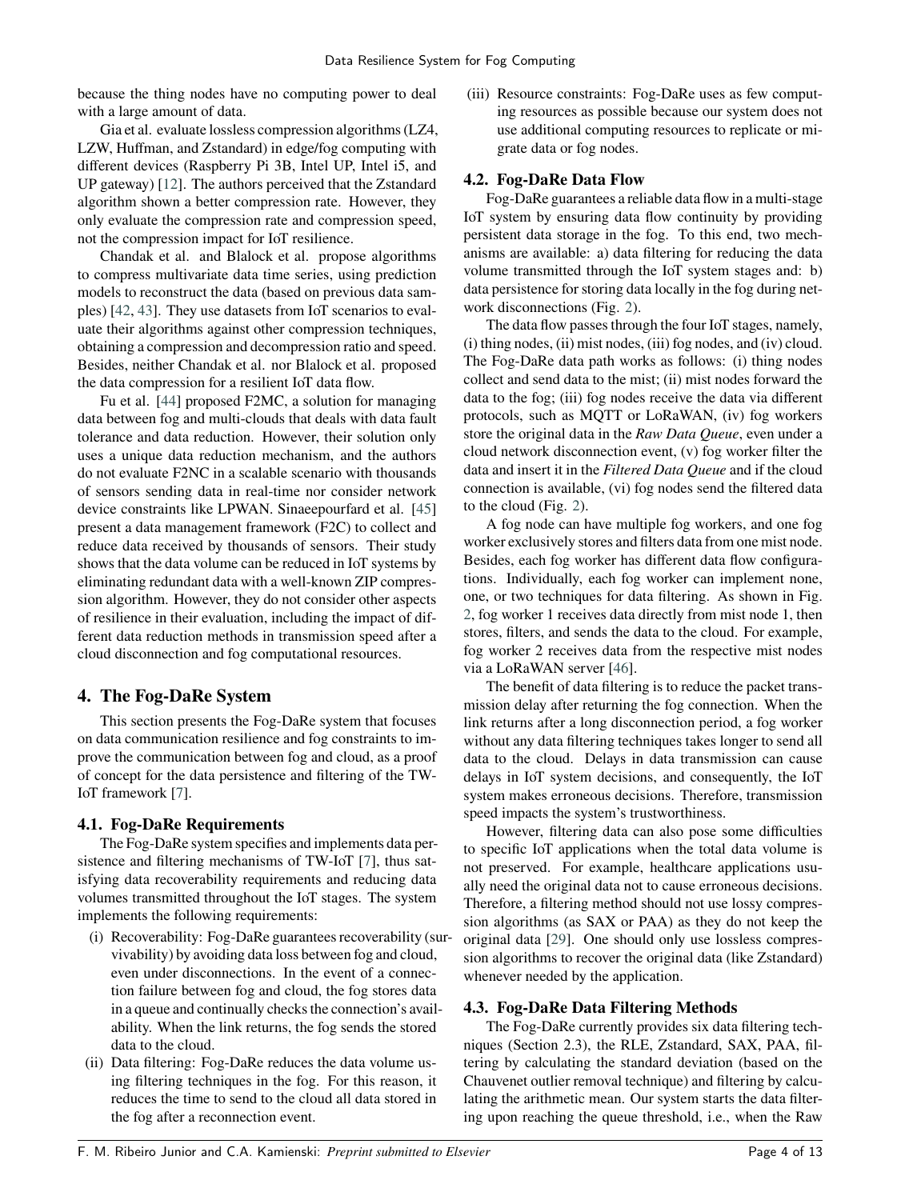because the thing nodes have no computing power to deal with a large amount of data.

Gia et al. evaluate lossless compression algorithms (LZ4, LZW, Huffman, and Zstandard) in edge/fog computing with different devices (Raspberry Pi 3B, Intel UP, Intel i5, and UP gateway) [12]. The authors perceived that the Zstandard algorithm shown a better compression rate. However, they only evaluate the compression rate and compression speed, not the compression impact for IoT resilience.

Chandak et al. and Blalock et al. propose algorithms to compress multivariate data time series, using prediction models to reconstruct the data (based on previous data samples) [42, 43]. They use datasets from IoT scenarios to evaluate their algorithms against other compression techniques, obtaining a compression and decompression ratio and speed. Besides, neither Chandak et al. nor Blalock et al. proposed the data compression for a resilient IoT data flow.

Fu et al. [44] proposed F2MC, a solution for managing data between fog and multi-clouds that deals with data fault tolerance and data reduction. However, their solution only uses a unique data reduction mechanism, and the authors do not evaluate F2NC in a scalable scenario with thousands of sensors sending data in real-time nor consider network device constraints like LPWAN. Sinaeepourfard et al. [45] present a data management framework (F2C) to collect and reduce data received by thousands of sensors. Their study shows that the data volume can be reduced in IoT systems by eliminating redundant data with a well-known ZIP compression algorithm. However, they do not consider other aspects of resilience in their evaluation, including the impact of different data reduction methods in transmission speed after a cloud disconnection and fog computational resources.

## 4. The Fog-DaRe System

This section presents the Fog-DaRe system that focuses on data communication resilience and fog constraints to improve the communication between fog and cloud, as a proof of concept for the data persistence and filtering of the TW-IoT framework [7].

### 4.1. Fog-DaRe Requirements

The Fog-DaRe system specifies and implements data persistence and filtering mechanisms of TW-IoT [7], thus satisfying data recoverability requirements and reducing data volumes transmitted throughout the IoT stages. The system implements the following requirements:

(i) Recoverability: Fog-DaRe guarantees recoverability (survivability) by avoiding data loss between fog and cloud, even under disconnections. In the event of a connection failure between fog and cloud, the fog stores data in a queue and continually checks the connection's availability. When the link returns, the fog sends the stored data to the cloud.

(ii) Data filtering: Fog-DaRe reduces the data volume using filtering techniques in the fog. For this reason, it reduces the time to send to the cloud all data stored in the fog after a reconnection event.

(iii) Resource constraints: Fog-DaRe uses as few computing resources as possible because our system does not use additional computing resources to replicate or migrate data or fog nodes.

### 4.2. Fog-DaRe Data Flow

Fog-DaRe guarantees a reliable data flow in a multi-stage IoT system by ensuring data flow continuity by providing persistent data storage in the fog. To this end, two mechanisms are available: a) data filtering for reducing the data volume transmitted through the IoT system stages and: b) data persistence for storing data locally in the fog during network disconnections (Fig. 2).

The data flow passes through the four IoT stages, namely, (i) thing nodes, (ii) mist nodes, (iii) fog nodes, and (iv) cloud. The Fog-DaRe data path works as follows: (i) thing nodes collect and send data to the mist; (ii) mist nodes forward the data to the fog; (iii) fog nodes receive the data via different protocols, such as MQTT or LoRaWAN, (iv) fog workers store the original data in the *Raw Data Queue*, even under a cloud network disconnection event, (v) fog worker filter the data and insert it in the *Filtered Data Queue* and if the cloud connection is available, (vi) fog nodes send the filtered data to the cloud (Fig. 2).

A fog node can have multiple fog workers, and one fog worker exclusively stores and filters data from one mist node. Besides, each fog worker has different data flow configurations. Individually, each fog worker can implement none, one, or two techniques for data filtering. As shown in Fig. 2, fog worker 1 receives data directly from mist node 1, then stores, filters, and sends the data to the cloud. For example, fog worker 2 receives data from the respective mist nodes via a LoRaWAN server [46].

The benefit of data filtering is to reduce the packet transmission delay after returning the fog connection. When the link returns after a long disconnection period, a fog worker without any data filtering techniques takes longer to send all data to the cloud. Delays in data transmission can cause delays in IoT system decisions, and consequently, the IoT system makes erroneous decisions. Therefore, transmission speed impacts the system's trustworthiness.

However, filtering data can also pose some difficulties to specific IoT applications when the total data volume is not preserved. For example, healthcare applications usually need the original data not to cause erroneous decisions. Therefore, a filtering method should not use lossy compression algorithms (as SAX or PAA) as they do not keep the original data [29]. One should only use lossless compression algorithms to recover the original data (like Zstandard) whenever needed by the application.

### 4.3. Fog-DaRe Data Filtering Methods

The Fog-DaRe currently provides six data filtering techniques (Section 2.3), the RLE, Zstandard, SAX, PAA, filtering by calculating the standard deviation (based on the Chauvenet outlier removal technique) and filtering by calculating the arithmetic mean. Our system starts the data filtering upon reaching the queue threshold, i.e., when the Raw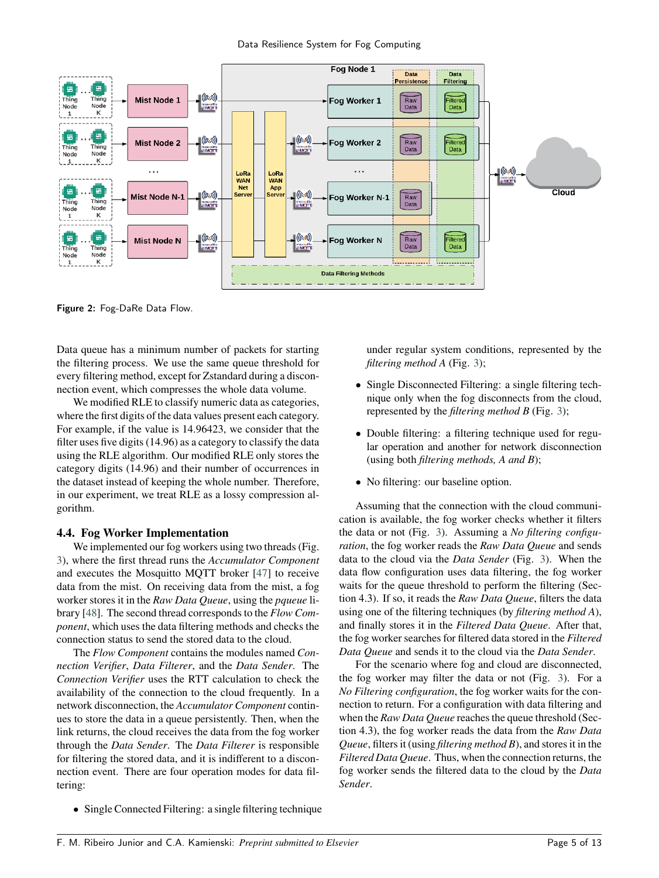Figure 2: Fog-DaRe Data Flow.

Data queue has a minimum number of packets for starting the filtering process. We use the same queue threshold for every filtering method, except for Zstandard during a disconnection event, which compresses the whole data volume.

We modified RLE to classify numeric data as categories, where the first digits of the data values present each category. For example, if the value is 14.96423, we consider that the filter uses five digits (14.96) as a category to classify the data using the RLE algorithm. Our modified RLE only stores the category digits (14.96) and their number of occurrences in the dataset instead of keeping the whole number. Therefore, in our experiment, we treat RLE as a lossy compression algorithm.

### 4.4. Fog Worker Implementation

We implemented our fog workers using two threads (Fig. 3), where the first thread runs the *Accumulator Component* and executes the Mosquitto MQTT broker [47] to receive data from the mist. On receiving data from the mist, a fog worker stores it in the *Raw Data Queue*, using the *pqueue* library [48]. The second thread corresponds to the *Flow Component*, which uses the data filtering methods and checks the connection status to send the stored data to the cloud.

The *Flow Component* contains the modules named *Connection Verifier*, *Data Filterer*, and the *Data Sender*. The *Connection Verifier* uses the RTT calculation to check the availability of the connection to the cloud frequently. In a network disconnection, the *Accumulator Component* continues to store the data in a queue persistently. Then, when the link returns, the cloud receives the data from the fog worker through the *Data Sender*. The *Data Filterer* is responsible for filtering the stored data, and it is indifferent to a disconnection event. There are four operation modes for data filtering:

- Single Connected Filtering: a single filtering technique under regular system conditions, represented by the *filtering method A* (Fig. 3);
- Single Disconnected Filtering: a single filtering technique only when the fog disconnects from the cloud, represented by the *filtering method B* (Fig. 3);
- Double filtering: a filtering technique used for regular operation and another for network disconnection (using both *filtering methods, A and B*);
- No filtering: our baseline option.

Assuming that the connection with the cloud communication is available, the fog worker checks whether it filters the data or not (Fig. 3). Assuming a *No filtering configuration*, the fog worker reads the *Raw Data Queue* and sends data to the cloud via the *Data Sender* (Fig. 3). When the data flow configuration uses data filtering, the fog worker waits for the queue threshold to perform the filtering (Section 4.3). If so, it reads the *Raw Data Queue*, filters the data using one of the filtering techniques (by *filtering method A*), and finally stores it in the *Filtered Data Queue*. After that, the fog worker searches for filtered data stored in the *Filtered Data Queue* and sends it to the cloud via the *Data Sender*.

For the scenario where fog and cloud are disconnected, the fog worker may filter the data or not (Fig. 3). For a *No Filtering configuration*, the fog worker waits for the connection to return. For a configuration with data filtering and when the *Raw Data Queue* reaches the queue threshold (Section 4.3), the fog worker reads the data from the *Raw Data Queue*, filters it (using *filtering method B*), and stores it in the *Filtered Data Queue*. Thus, when the connection returns, the fog worker sends the filtered data to the cloud by the *Data Sender*.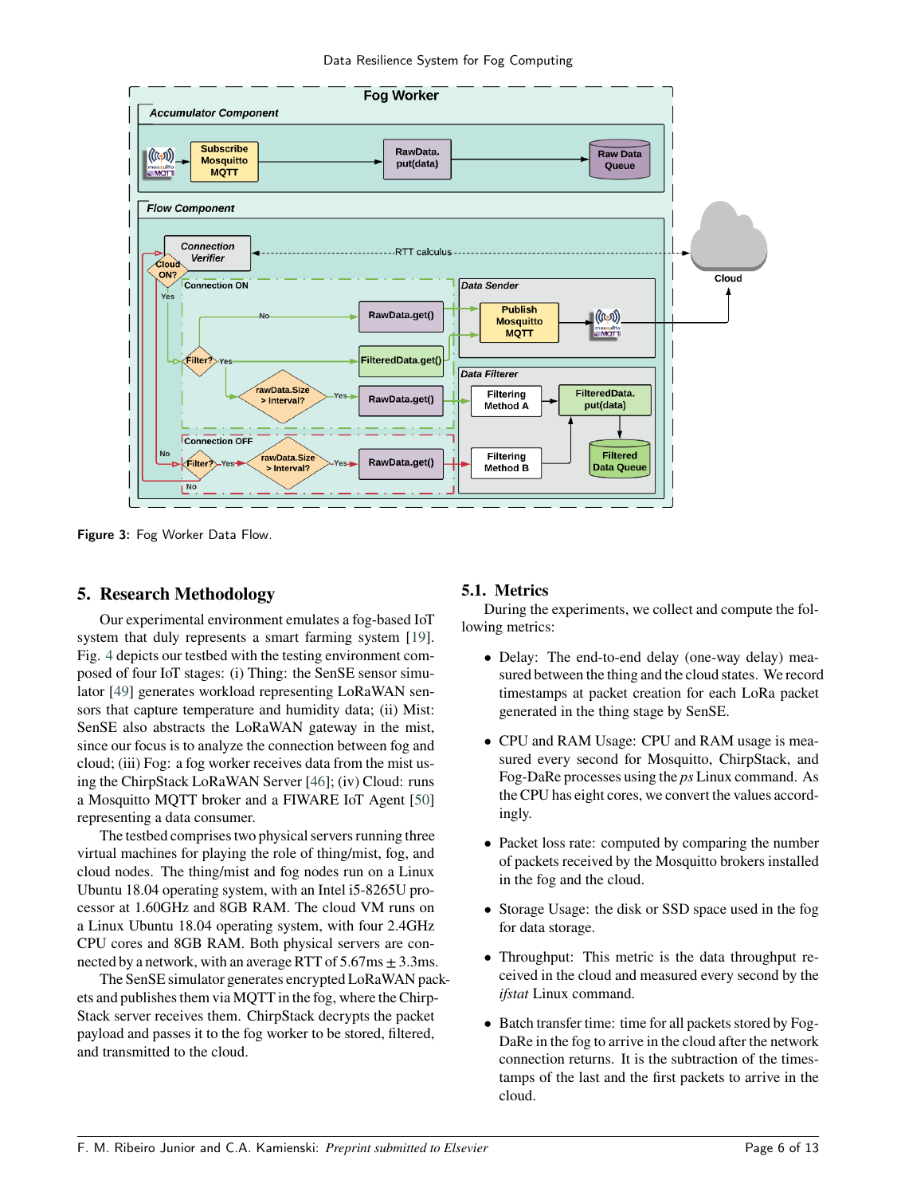Figure 3: Fog Worker Data Flow.

## 5. Research Methodology

Our experimental environment emulates a fog-based IoT system that duly represents a smart farming system [19]. Fig. 4 depicts our testbed with the testing environment composed of four IoT stages: (i) Thing: the SenSE sensor simulator [49] generates workload representing LoRaWAN sensors that capture temperature and humidity data; (ii) Mist: SenSE also abstracts the LoRaWAN gateway in the mist, since our focus is to analyze the connection between fog and cloud; (iii) Fog: a fog worker receives data from the mist using the ChirpStack LoRaWAN Server [46]; (iv) Cloud: runs a Mosquitto MQTT broker and a FIWARE IoT Agent [50] representing a data consumer.

The testbed comprises two physical servers running three virtual machines for playing the role of thing/mist, fog, and cloud nodes. The thing/mist and fog nodes run on a Linux Ubuntu 18.04 operating system, with an Intel i5-8265U processor at 1.60GHz and 8GB RAM. The cloud VM runs on a Linux Ubuntu 18.04 operating system, with four 2.4GHz CPU cores and 8GB RAM. Both physical servers are connected by a network, with an average RTT of 5.67ms $\pm$ 3.3ms.

The SenSE simulator generates encrypted LoRaWAN packets and publishes them via MQTT in the fog, where the ChirpStack server receives them. ChirpStack decrypts the packet payload and passes it to the fog worker to be stored, filtered, and transmitted to the cloud.

### 5.1. Metrics

During the experiments, we collect and compute the following metrics:

- Delay: The end-to-end delay (one-way delay) measured between the thing and the cloud states. We record timestamps at packet creation for each LoRa packet generated in the thing stage by SenSE.
- CPU and RAM Usage: CPU and RAM usage is measured every second for Mosquitto, ChirpStack, and Fog-DaRe processes using the *ps* Linux command. As the CPU has eight cores, we convert the values accordingly.
- Packet loss rate: computed by comparing the number of packets received by the Mosquitto brokers installed in the fog and the cloud.
- Storage Usage: the disk or SSD space used in the fog for data storage.
- Throughput: This metric is the data throughput received in the cloud and measured every second by the *ifstat* Linux command.
- Batch transfer time: time for all packets stored by Fog-DaRe in the fog to arrive in the cloud after the network connection returns. It is the subtraction of the timestamps of the last and the first packets to arrive in the cloud.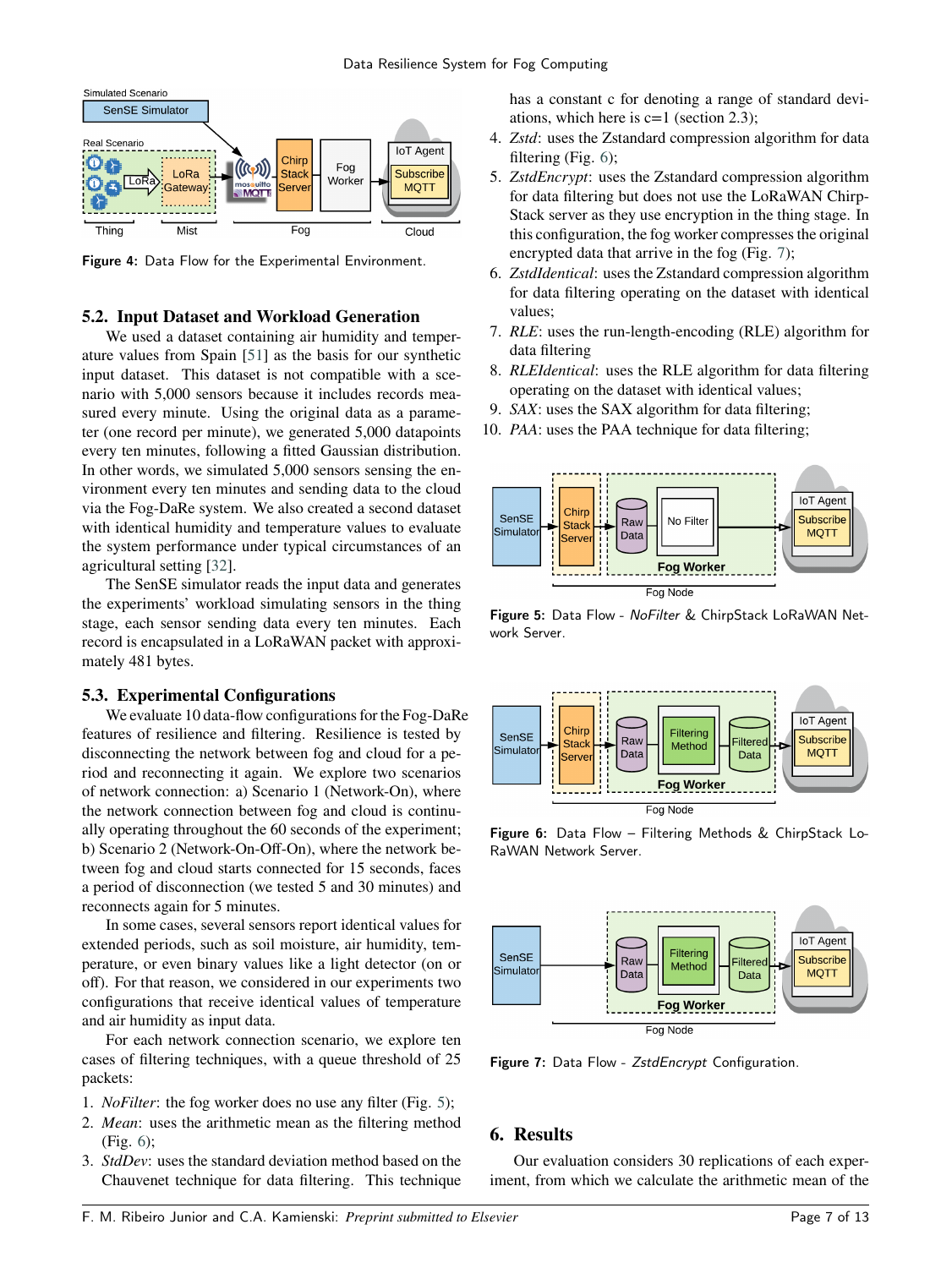Figure 4: Data Flow for the Experimental Environment.

## 5.2. Input Dataset and Workload Generation

We used a dataset containing air humidity and temperature values from Spain [51] as the basis for our synthetic input dataset. This dataset is not compatible with a scenario with 5,000 sensors because it includes records measured every minute. Using the original data as a parameter (one record per minute), we generated 5,000 datapoints every ten minutes, following a fitted Gaussian distribution. In other words, we simulated 5,000 sensors sensing the environment every ten minutes and sending data to the cloud via the Fog-DaRe system. We also created a second dataset with identical humidity and temperature values to evaluate the system performance under typical circumstances of an agricultural setting [32].

The SenSE simulator reads the input data and generates the experiments' workload simulating sensors in the thing stage, each sensor sending data every ten minutes. Each record is encapsulated in a LoRaWAN packet with approximately 481 bytes.

## 5.3. Experimental Configurations

We evaluate 10 data-flow configurations for the Fog-DaRe features of resilience and filtering. Resilience is tested by disconnecting the network between fog and cloud for a period and reconnecting it again. We explore two scenarios of network connection: a) Scenario 1 (Network-On), where the network connection between fog and cloud is continually operating throughout the 60 seconds of the experiment; b) Scenario 2 (Network-On-Off-On), where the network between fog and cloud starts connected for 15 seconds, faces a period of disconnection (we tested 5 and 30 minutes) and reconnects again for 5 minutes.

In some cases, several sensors report identical values for extended periods, such as soil moisture, air humidity, temperature, or even binary values like a light detector (on or off). For that reason, we considered in our experiments two configurations that receive identical values of temperature and air humidity as input data.

For each network connection scenario, we explore ten cases of filtering techniques, with a queue threshold of 25 packets:

1. *NoFilter*: the fog worker does no use any filter (Fig. 5);
2. *Mean*: uses the arithmetic mean as the filtering method (Fig. 6);
3. *StdDev*: uses the standard deviation method based on the Chauvenet technique for data filtering. This technique has a constant c for denoting a range of standard deviations, which here is c=1 (section 2.3);
4. *Zstd*: uses the Zstandard compression algorithm for data filtering (Fig. 6);
5. *ZstdEncrypt*: uses the Zstandard compression algorithm for data filtering but does not use the LoRaWAN ChirpStack server as they use encryption in the thing stage. In this configuration, the fog worker compresses the original encrypted data that arrive in the fog (Fig. 7);
6. *ZstdIdentical*: uses the Zstandard compression algorithm for data filtering operating on the dataset with identical values;
7. *RLE*: uses the run-length-encoding (RLE) algorithm for data filtering
8. *RLEIdentical*: uses the RLE algorithm for data filtering operating on the dataset with identical values;
9. *SAX*: uses the SAX algorithm for data filtering;
10. *PAA*: uses the PAA technique for data filtering;

Figure 5: Data Flow - *NoFilter* & ChirpStack LoRaWAN Network Server.

Figure 6: Data Flow – Filtering Methods & ChirpStack LoRaWAN Network Server.

Figure 7: Data Flow - *ZstdEncrypt* Configuration.

# 6. Results

Our evaluation considers 30 replications of each experiment, from which we calculate the arithmetic mean of the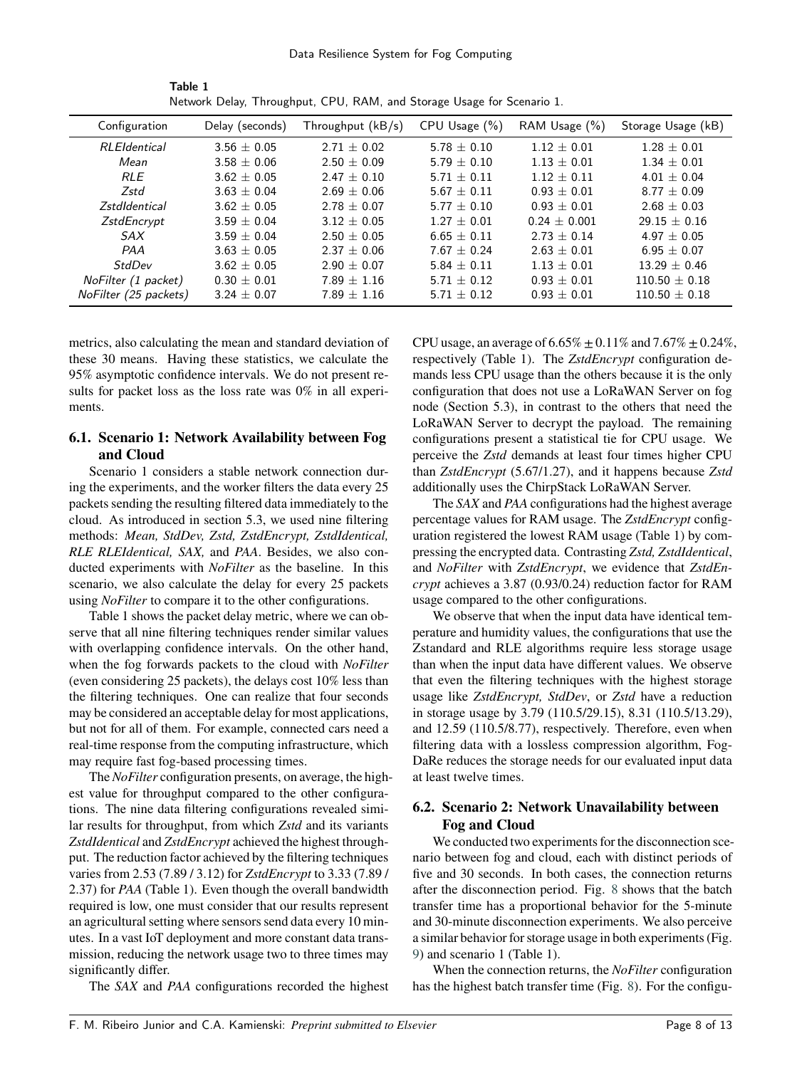**Table 1**
Network Delay, Throughput, CPU, RAM, and Storage Usage for Scenario 1.

| Configuration | Delay (seconds) | Throughput (kB/s) | CPU Usage (%) | RAM Usage (%) | Storage Usage (kB) |
|---|---|---|---|---|---|
| *RLEIdentical* | 3.56 ± 0.05 | 2.71 ± 0.02 | 5.78 ± 0.10 | 1.12 ± 0.01 | 1.28 ± 0.01 |
| *Mean* | 3.58 ± 0.06 | 2.50 ± 0.09 | 5.79 ± 0.10 | 1.13 ± 0.01 | 1.34 ± 0.01 |
| *RLE* | 3.62 ± 0.05 | 2.47 ± 0.10 | 5.71 ± 0.11 | 1.12 ± 0.11 | 4.01 ± 0.04 |
| *Zstd* | 3.63 ± 0.04 | 2.69 ± 0.06 | 5.67 ± 0.11 | 0.93 ± 0.01 | 8.77 ± 0.09 |
| *ZstdIdentical* | 3.62 ± 0.05 | 2.78 ± 0.07 | 5.77 ± 0.10 | 0.93 ± 0.01 | 2.68 ± 0.03 |
| *ZstdEncrypt* | 3.59 ± 0.04 | 3.12 ± 0.05 | 1.27 ± 0.01 | 0.24 ± 0.001 | 29.15 ± 0.16 |
| *SAX* | 3.59 ± 0.04 | 2.50 ± 0.05 | 6.65 ± 0.11 | 2.73 ± 0.14 | 4.97 ± 0.05 |
| *PAA* | 3.63 ± 0.05 | 2.37 ± 0.06 | 7.67 ± 0.24 | 2.63 ± 0.01 | 6.95 ± 0.07 |
| *StdDev* | 3.62 ± 0.05 | 2.90 ± 0.07 | 5.84 ± 0.11 | 1.13 ± 0.01 | 13.29 ± 0.46 |
| *NoFilter (1 packet)* | 0.30 ± 0.01 | 7.89 ± 1.16 | 5.71 ± 0.12 | 0.93 ± 0.01 | 110.50 ± 0.18 |
| *NoFilter (25 packets)* | 3.24 ± 0.07 | 7.89 ± 1.16 | 5.71 ± 0.12 | 0.93 ± 0.01 | 110.50 ± 0.18 |

metrics, also calculating the mean and standard deviation of these 30 means. Having these statistics, we calculate the 95% asymptotic confidence intervals. We do not present results for packet loss as the loss rate was 0% in all experiments.

## 6.1. Scenario 1: Network Availability between Fog and Cloud

Scenario 1 considers a stable network connection during the experiments, and the worker filters the data every 25 packets sending the resulting filtered data immediately to the cloud. As introduced in section 5.3, we used nine filtering methods: *Mean, StdDev, Zstd, ZstdEncrypt, ZstdIdentical, RLE RLEIdentical, SAX,* and *PAA*. Besides, we also conducted experiments with *NoFilter* as the baseline. In this scenario, we also calculate the delay for every 25 packets using *NoFilter* to compare it to the other configurations.

Table 1 shows the packet delay metric, where we can observe that all nine filtering techniques render similar values with overlapping confidence intervals. On the other hand, when the fog forwards packets to the cloud with *NoFilter* (even considering 25 packets), the delays cost 10% less than the filtering techniques. One can realize that four seconds may be considered an acceptable delay for most applications, but not for all of them. For example, connected cars need a real-time response from the computing infrastructure, which may require fast fog-based processing times.

The *NoFilter* configuration presents, on average, the highest value for throughput compared to the other configurations. The nine data filtering configurations revealed similar results for throughput, from which *Zstd* and its variants *ZstdIdentical* and *ZstdEncrypt* achieved the highest throughput. The reduction factor achieved by the filtering techniques varies from 2.53 (7.89 / 3.12) for *ZstdEncrypt* to 3.33 (7.89 / 2.37) for *PAA* (Table 1). Even though the overall bandwidth required is low, one must consider that our results represent an agricultural setting where sensors send data every 10 minutes. In a vast IoT deployment and more constant data transmission, reducing the network usage two to three times may significantly differ.

The *SAX* and *PAA* configurations recorded the highest CPU usage, an average of $6.65\% \pm 0.11\%$ and $7.67\% \pm 0.24\%$, respectively (Table 1). The *ZstdEncrypt* configuration demands less CPU usage than the others because it is the only configuration that does not use a LoRaWAN Server on fog node (Section 5.3), in contrast to the others that need the LoRaWAN Server to decrypt the payload. The remaining configurations present a statistical tie for CPU usage. We perceive the *Zstd* demands at least four times higher CPU than *ZstdEncrypt* (5.67/1.27), and it happens because *Zstd* additionally uses the ChirpStack LoRaWAN Server.

The *SAX* and *PAA* configurations had the highest average percentage values for RAM usage. The *ZstdEncrypt* configuration registered the lowest RAM usage (Table 1) by compressing the encrypted data. Contrasting *Zstd, ZstdIdentical*, and *NoFilter* with *ZstdEncrypt*, we evidence that *ZstdEncrypt* achieves a 3.87 (0.93/0.24) reduction factor for RAM usage compared to the other configurations.

We observe that when the input data have identical temperature and humidity values, the configurations that use the Zstandard and RLE algorithms require less storage usage than when the input data have different values. We observe that even the filtering techniques with the highest storage usage like *ZstdEncrypt, StdDev*, or *Zstd* have a reduction in storage usage by 3.79 (110.5/29.15), 8.31 (110.5/13.29), and 12.59 (110.5/8.77), respectively. Therefore, even when filtering data with a lossless compression algorithm, FogDaRe reduces the storage needs for our evaluated input data at least twelve times.

## 6.2. Scenario 2: Network Unavailability between Fog and Cloud

We conducted two experiments for the disconnection scenario between fog and cloud, each with distinct periods of five and 30 seconds. In both cases, the connection returns after the disconnection period. Fig. 8 shows that the batch transfer time has a proportional behavior for the 5-minute and 30-minute disconnection experiments. We also perceive a similar behavior for storage usage in both experiments (Fig. 9) and scenario 1 (Table 1).

When the connection returns, the *NoFilter* configuration has the highest batch transfer time (Fig. 8). For the configu-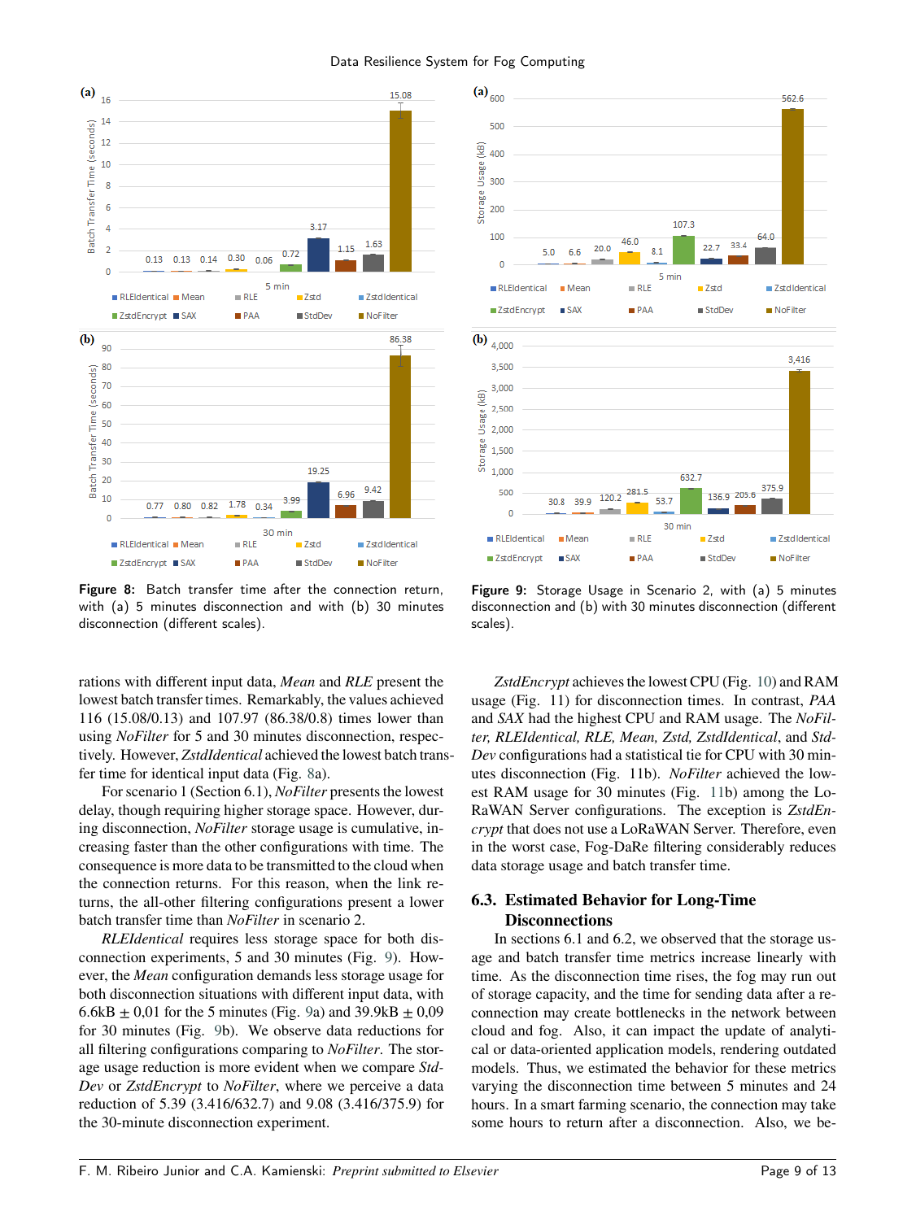**Figure 8:** Batch transfer time after the connection return, with (a) 5 minutes disconnection and with (b) 30 minutes disconnection (different scales).

**Figure 9:** Storage Usage in Scenario 2, with (a) 5 minutes disconnection and (b) with 30 minutes disconnection (different scales).

rations with different input data, *Mean* and *RLE* present the lowest batch transfer times. Remarkably, the values achieved 116 (15.08/0.13) and 107.97 (86.38/0.8) times lower than using *NoFilter* for 5 and 30 minutes disconnection, respectively. However, *ZstdIdentical* achieved the lowest batch transfer time for identical input data (Fig. 8a).

For scenario 1 (Section 6.1), *NoFilter* presents the lowest delay, though requiring higher storage space. However, during disconnection, *NoFilter* storage usage is cumulative, increasing faster than the other configurations with time. The consequence is more data to be transmitted to the cloud when the connection returns. For this reason, when the link returns, the all-other filtering configurations present a lower batch transfer time than *NoFilter* in scenario 2.

*RLEIdentical* requires less storage space for both disconnection experiments, 5 and 30 minutes (Fig. 9). However, the *Mean* configuration demands less storage usage for both disconnection situations with different input data, with 6.6kB ± 0,01 for the 5 minutes (Fig. 9a) and 39.9kB ± 0,09 for 30 minutes (Fig. 9b). We observe data reductions for all filtering configurations comparing to *NoFilter*. The storage usage reduction is more evident when we compare *StdDev* or *ZstdEncrypt* to *NoFilter*, where we perceive a data reduction of 5.39 (3.416/632.7) and 9.08 (3.416/375.9) for the 30-minute disconnection experiment.

*ZstdEncrypt* achieves the lowest CPU (Fig. 10) and RAM usage (Fig. 11) for disconnection times. In contrast, *PAA* and *SAX* had the highest CPU and RAM usage. The *NoFilter, RLEIdentical, RLE, Mean, Zstd, ZstdIdentical*, and *StdDev* configurations had a statistical tie for CPU with 30 minutes disconnection (Fig. 11b). *NoFilter* achieved the lowest RAM usage for 30 minutes (Fig. 11b) among the LoRaWAN Server configurations. The exception is *ZstdEncrypt* that does not use a LoRaWAN Server. Therefore, even in the worst case, Fog-DaRe filtering considerably reduces data storage usage and batch transfer time.

### 6.3. Estimated Behavior for Long-Time Disconnections

In sections 6.1 and 6.2, we observed that the storage usage and batch transfer time metrics increase linearly with time. As the disconnection time rises, the fog may run out of storage capacity, and the time for sending data after a reconnection may create bottlenecks in the network between cloud and fog. Also, it can impact the update of analytical or data-oriented application models, rendering outdated models. Thus, we estimated the behavior for these metrics varying the disconnection time between 5 minutes and 24 hours. In a smart farming scenario, the connection may take some hours to return after a disconnection. Also, we be-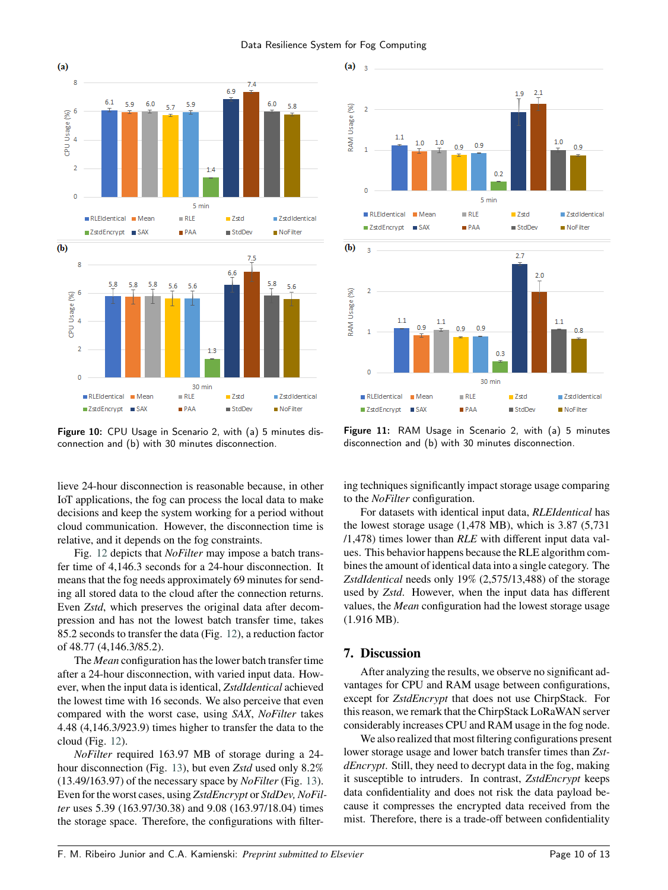**Figure 10:** CPU Usage in Scenario 2, with (a) 5 minutes disconnection and (b) with 30 minutes disconnection.

**Figure 11:** RAM Usage in Scenario 2, with (a) 5 minutes disconnection and (b) with 30 minutes disconnection.

lieve 24-hour disconnection is reasonable because, in other IoT applications, the fog can process the local data to make decisions and keep the system working for a period without cloud communication. However, the disconnection time is relative, and it depends on the fog constraints.

Fig. 12 depicts that *NoFilter* may impose a batch transfer time of 4,146.3 seconds for a 24-hour disconnection. It means that the fog needs approximately 69 minutes for sending all stored data to the cloud after the connection returns. Even *Zstd*, which preserves the original data after decompression and has not the lowest batch transfer time, takes 85.2 seconds to transfer the data (Fig. 12), a reduction factor of 48.77 (4,146.3/85.2).

The *Mean* configuration has the lower batch transfer time after a 24-hour disconnection, with varied input data. However, when the input data is identical, *ZstdIdentical* achieved the lowest time with 16 seconds. We also perceive that even compared with the worst case, using *SAX*, *NoFilter* takes 4.48 (4,146.3/923.9) times higher to transfer the data to the cloud (Fig. 12).

*NoFilter* required 163.97 MB of storage during a 24-hour disconnection (Fig. 13), but even *Zstd* used only 8.2% (13.49/163.97) of the necessary space by *NoFilter* (Fig. 13). Even for the worst cases, using *ZstdEncrypt* or *StdDev*, *NoFilter* uses 5.39 (163.97/30.38) and 9.08 (163.97/18.04) times the storage space. Therefore, the configurations with filtering techniques significantly impact storage usage comparing to the *NoFilter* configuration.

For datasets with identical input data, *RLEIdentical* has the lowest storage usage (1,478 MB), which is 3.87 (5,731 /1,478) times lower than *RLE* with different input data values. This behavior happens because the RLE algorithm combines the amount of identical data into a single category. The *ZstdIdentical* needs only 19% (2,575/13,488) of the storage used by *Zstd*. However, when the input data has different values, the *Mean* configuration had the lowest storage usage (1.916 MB).

## 7. Discussion

After analyzing the results, we observe no significant advantages for CPU and RAM usage between configurations, except for *ZstdEncrypt* that does not use ChirpStack. For this reason, we remark that the ChirpStack LoRaWAN server considerably increases CPU and RAM usage in the fog node.

We also realized that most filtering configurations present lower storage usage and lower batch transfer times than *ZstdEncrypt*. Still, they need to decrypt data in the fog, making it susceptible to intruders. In contrast, *ZstdEncrypt* keeps data confidentiality and does not risk the data payload because it compresses the encrypted data received from the mist. Therefore, there is a trade-off between confidentiality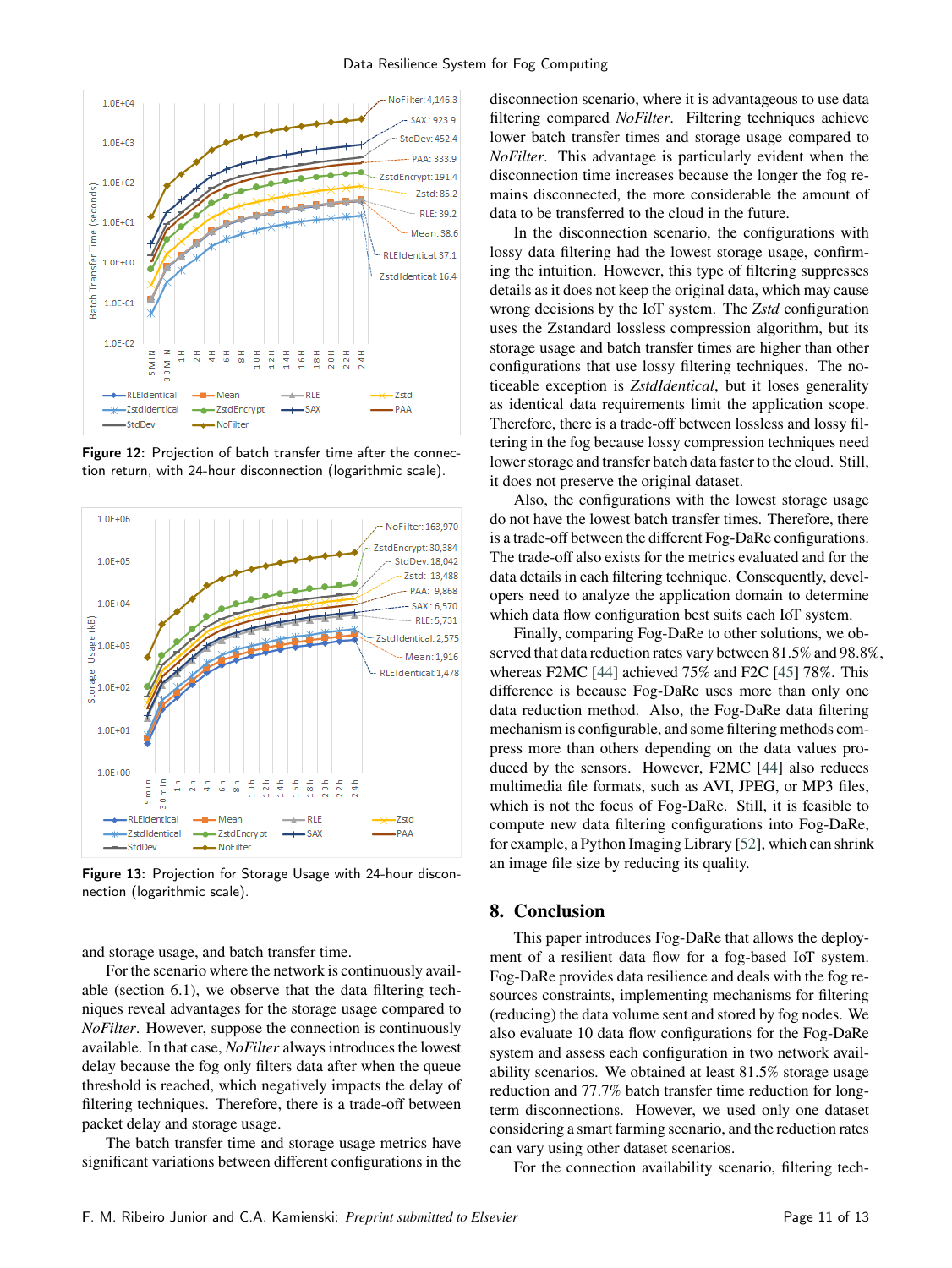Figure 12: Projection of batch transfer time after the connection return, with 24-hour disconnection (logarithmic scale).

Figure 13: Projection for Storage Usage with 24-hour disconnection (logarithmic scale).

and storage usage, and batch transfer time.

For the scenario where the network is continuously available (section 6.1), we observe that the data filtering techniques reveal advantages for the storage usage compared to *NoFilter*. However, suppose the connection is continuously available. In that case, *NoFilter* always introduces the lowest delay because the fog only filters data after when the queue threshold is reached, which negatively impacts the delay of filtering techniques. Therefore, there is a trade-off between packet delay and storage usage.

The batch transfer time and storage usage metrics have significant variations between different configurations in the disconnection scenario, where it is advantageous to use data filtering compared *NoFilter*. Filtering techniques achieve lower batch transfer times and storage usage compared to *NoFilter*. This advantage is particularly evident when the disconnection time increases because the longer the fog remains disconnected, the more considerable the amount of data to be transferred to the cloud in the future.

In the disconnection scenario, the configurations with lossy data filtering had the lowest storage usage, confirming the intuition. However, this type of filtering suppresses details as it does not keep the original data, which may cause wrong decisions by the IoT system. The *Zstd* configuration uses the Zstandard lossless compression algorithm, but its storage usage and batch transfer times are higher than other configurations that use lossy filtering techniques. The noticeable exception is *ZstdIdentical*, but it loses generality as identical data requirements limit the application scope. Therefore, there is a trade-off between lossless and lossy filtering in the fog because lossy compression techniques need lower storage and transfer batch data faster to the cloud. Still, it does not preserve the original dataset.

Also, the configurations with the lowest storage usage do not have the lowest batch transfer times. Therefore, there is a trade-off between the different Fog-DaRe configurations. The trade-off also exists for the metrics evaluated and for the data details in each filtering technique. Consequently, developers need to analyze the application domain to determine which data flow configuration best suits each IoT system.

Finally, comparing Fog-DaRe to other solutions, we observed that data reduction rates vary between 81.5% and 98.8%, whereas F2MC [44] achieved 75% and F2C [45] 78%. This difference is because Fog-DaRe uses more than only one data reduction method. Also, the Fog-DaRe data filtering mechanism is configurable, and some filtering methods compress more than others depending on the data values produced by the sensors. However, F2MC [44] also reduces multimedia file formats, such as AVI, JPEG, or MP3 files, which is not the focus of Fog-DaRe. Still, it is feasible to compute new data filtering configurations into Fog-DaRe, for example, a Python Imaging Library [52], which can shrink an image file size by reducing its quality.

## 8. Conclusion

This paper introduces Fog-DaRe that allows the deployment of a resilient data flow for a fog-based IoT system. Fog-DaRe provides data resilience and deals with the fog resources constraints, implementing mechanisms for filtering (reducing) the data volume sent and stored by fog nodes. We also evaluate 10 data flow configurations for the Fog-DaRe system and assess each configuration in two network availability scenarios. We obtained at least 81.5% storage usage reduction and 77.7% batch transfer time reduction for long-term disconnections. However, we used only one dataset considering a smart farming scenario, and the reduction rates can vary using other dataset scenarios.

For the connection availability scenario, filtering tech-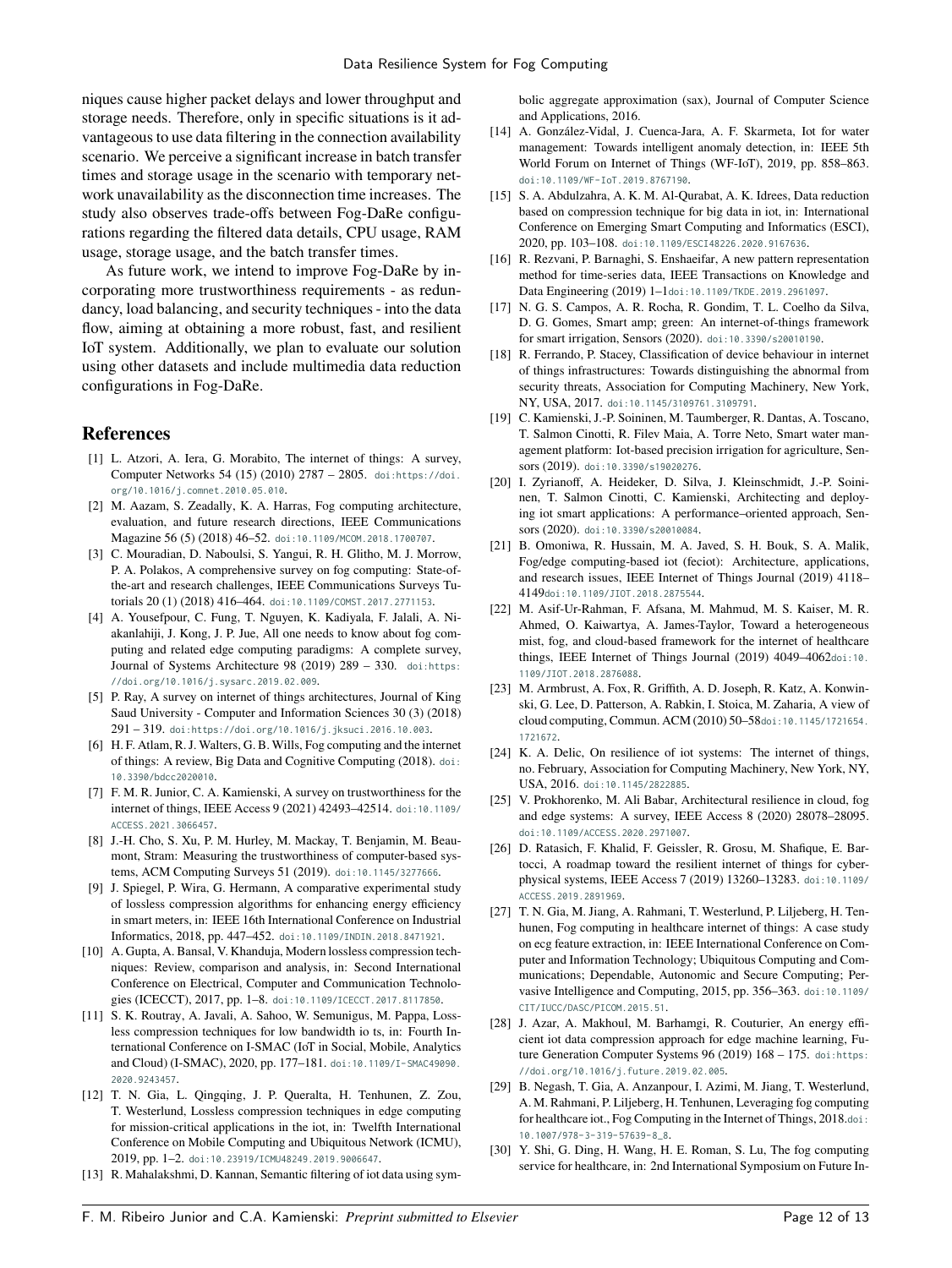niques cause higher packet delays and lower throughput and storage needs. Therefore, only in specific situations is it advantageous to use data filtering in the connection availability scenario. We perceive a significant increase in batch transfer times and storage usage in the scenario with temporary network unavailability as the disconnection time increases. The study also observes trade-offs between Fog-DaRe configurations regarding the filtered data details, CPU usage, RAM usage, storage usage, and the batch transfer times.

As future work, we intend to improve Fog-DaRe by incorporating more trustworthiness requirements - as redundancy, load balancing, and security techniques - into the data flow, aiming at obtaining a more robust, fast, and resilient IoT system. Additionally, we plan to evaluate our solution using other datasets and include multimedia data reduction configurations in Fog-DaRe.

## References

[1] L. Atzori, A. Iera, G. Morabito, The internet of things: A survey, Computer Networks 54 (15) (2010) 2787 – 2805. doi:https://doi.org/10.1016/j.comnet.2010.05.010.

[2] M. Aazam, S. Zeadally, K. A. Harras, Fog computing architecture, evaluation, and future research directions, IEEE Communications Magazine 56 (5) (2018) 46–52. doi:10.1109/MCOM.2018.1700707.

[3] C. Mouradian, D. Naboulsi, S. Yangui, R. H. Glitho, M. J. Morrow, P. A. Polakos, A comprehensive survey on fog computing: State-of-the-art and research challenges, IEEE Communications Surveys Tutorials 20 (1) (2018) 416–464. doi:10.1109/COMST.2017.2771153.

[4] A. Yousefpour, C. Fung, T. Nguyen, K. Kadiyala, F. Jalali, A. Niakanlahiji, J. Kong, J. P. Jue, All one needs to know about fog computing and related edge computing paradigms: A complete survey, Journal of Systems Architecture 98 (2019) 289 – 330. doi:https://doi.org/10.1016/j.sysarc.2019.02.009.

[5] P. Ray, A survey on internet of things architectures, Journal of King Saud University - Computer and Information Sciences 30 (3) (2018) 291 – 319. doi:https://doi.org/10.1016/j.jksuci.2016.10.003.

[6] H. F. Atlam, R. J. Walters, G. B. Wills, Fog computing and the internet of things: A review, Big Data and Cognitive Computing (2018). doi:10.3390/bdcc2020010.

[7] F. M. R. Junior, C. A. Kamienski, A survey on trustworthiness for the internet of things, IEEE Access 9 (2021) 42493–42514. doi:10.1109/ACCESS.2021.3066457.

[8] J.-H. Cho, S. Xu, P. M. Hurley, M. Mackay, T. Benjamin, M. Beaumont, Stram: Measuring the trustworthiness of computer-based systems, ACM Computing Surveys 51 (2019). doi:10.1145/3277666.

[9] J. Spiegel, P. Wira, G. Hermann, A comparative experimental study of lossless compression algorithms for enhancing energy efficiency in smart meters, in: IEEE 16th International Conference on Industrial Informatics, 2018, pp. 447–452. doi:10.1109/INDIN.2018.8471921.

[10] A. Gupta, A. Bansal, V. Khanduja, Modern lossless compression techniques: Review, comparison and analysis, in: Second International Conference on Electrical, Computer and Communication Technologies (ICECCT), 2017, pp. 1–8. doi:10.1109/ICECCT.2017.8117850.

[11] S. K. Routray, A. Javali, A. Sahoo, W. Semunigus, M. Pappa, Lossless compression techniques for low bandwidth io ts, in: Fourth International Conference on I-SMAC (IoT in Social, Mobile, Analytics and Cloud) (I-SMAC), 2020, pp. 177–181. doi:10.1109/I-SMAC49090.2020.9243457.

[12] T. N. Gia, L. Qingqing, J. P. Queralta, H. Tenhunen, Z. Zou, T. Westerlund, Lossless compression techniques in edge computing for mission-critical applications in the iot, in: Twelfth International Conference on Mobile Computing and Ubiquitous Network (ICMU), 2019, pp. 1–2. doi:10.23919/ICMU48249.2019.9006647.

[13] R. Mahalakshmi, D. Kannan, Semantic filtering of iot data using symbolic aggregate approximation (sax), Journal of Computer Science and Applications, 2016.

[14] A. González-Vidal, J. Cuenca-Jara, A. F. Skarmeta, Iot for water management: Towards intelligent anomaly detection, in: IEEE 5th World Forum on Internet of Things (WF-IoT), 2019, pp. 858–863. doi:10.1109/WF-IoT.2019.8767190.

[15] S. A. Abdulzahra, A. K. M. Al-Qurabat, A. K. Idrees, Data reduction based on compression technique for big data in iot, in: International Conference on Emerging Smart Computing and Informatics (ESCI), 2020, pp. 103–108. doi:10.1109/ESCI48226.2020.9167636.

[16] R. Rezvani, P. Barnaghi, S. Enshaeifar, A new pattern representation method for time-series data, IEEE Transactions on Knowledge and Data Engineering (2019) 1–1doi:10.1109/TKDE.2019.2961097.

[17] N. G. S. Campos, A. R. Rocha, R. Gondim, T. L. Coelho da Silva, D. G. Gomes, Smart amp; green: An internet-of-things framework for smart irrigation, Sensors (2020). doi:10.3390/s20010190.

[18] R. Ferrando, P. Stacey, Classification of device behaviour in internet of things infrastructures: Towards distinguishing the abnormal from security threats, Association for Computing Machinery, New York, NY, USA, 2017. doi:10.1145/3109761.3109791.

[19] C. Kamienski, J.-P. Soininen, M. Taumberger, R. Dantas, A. Toscano, T. Salmon Cinotti, R. Filev Maia, A. Torre Neto, Smart water management platform: Iot-based precision irrigation for agriculture, Sensors (2019). doi:10.3390/s19020276.

[20] I. Zyrianoff, A. Heideker, D. Silva, J. Kleinschmidt, J.-P. Soininen, T. Salmon Cinotti, C. Kamienski, Architecting and deploying iot smart applications: A performance–oriented approach, Sensors (2020). doi:10.3390/s20010084.

[21] B. Omoniwa, R. Hussain, M. A. Javed, S. H. Bouk, S. A. Malik, Fog/edge computing-based iot (feciot): Architecture, applications, and research issues, IEEE Internet of Things Journal (2019) 4118–4149doi:10.1109/JIOT.2018.2875544.

[22] M. Asif-Ur-Rahman, F. Afsana, M. Mahmud, M. S. Kaiser, M. R. Ahmed, O. Kaiwartya, A. James-Taylor, Toward a heterogeneous mist, fog, and cloud-based framework for the internet of healthcare things, IEEE Internet of Things Journal (2019) 4049–4062doi:10.1109/JIOT.2018.2876088.

[23] M. Armbrust, A. Fox, R. Griffith, A. D. Joseph, R. Katz, A. Konwinski, G. Lee, D. Patterson, A. Rabkin, I. Stoica, M. Zaharia, A view of cloud computing, Commun. ACM (2010) 50–58doi:10.1145/1721654.1721672.

[24] K. A. Delic, On resilience of iot systems: The internet of things, no. February, Association for Computing Machinery, New York, NY, USA, 2016. doi:10.1145/2822885.

[25] V. Prokhorenko, M. Ali Babar, Architectural resilience in cloud, fog and edge systems: A survey, IEEE Access 8 (2020) 28078–28095. doi:10.1109/ACCESS.2020.2971007.

[26] D. Ratasich, F. Khalid, F. Geissler, R. Grosu, M. Shafique, E. Bartocci, A roadmap toward the resilient internet of things for cyber-physical systems, IEEE Access 7 (2019) 13260–13283. doi:10.1109/ACCESS.2019.2891969.

[27] T. N. Gia, M. Jiang, A. Rahmani, T. Westerlund, P. Liljeberg, H. Tenhunen, Fog computing in healthcare internet of things: A case study on ecg feature extraction, in: IEEE International Conference on Computer and Information Technology; Ubiquitous Computing and Communications; Dependable, Autonomic and Secure Computing; Pervasive Intelligence and Computing, 2015, pp. 356–363. doi:10.1109/CIT/IUCC/DASC/PICOM.2015.51.

[28] J. Azar, A. Makhoul, M. Barhamgi, R. Couturier, An energy efficient iot data compression approach for edge machine learning, Future Generation Computer Systems 96 (2019) 168 – 175. doi:https://doi.org/10.1016/j.future.2019.02.005.

[29] B. Negash, T. Gia, A. Anzanpour, I. Azimi, M. Jiang, T. Westerlund, A. M. Rahmani, P. Liljeberg, H. Tenhunen, Leveraging fog computing for healthcare iot., Fog Computing in the Internet of Things, 2018.doi:10.1007/978-3-319-57639-8_8.

[30] Y. Shi, G. Ding, H. Wang, H. E. Roman, S. Lu, The fog computing service for healthcare, in: 2nd International Symposium on Future In-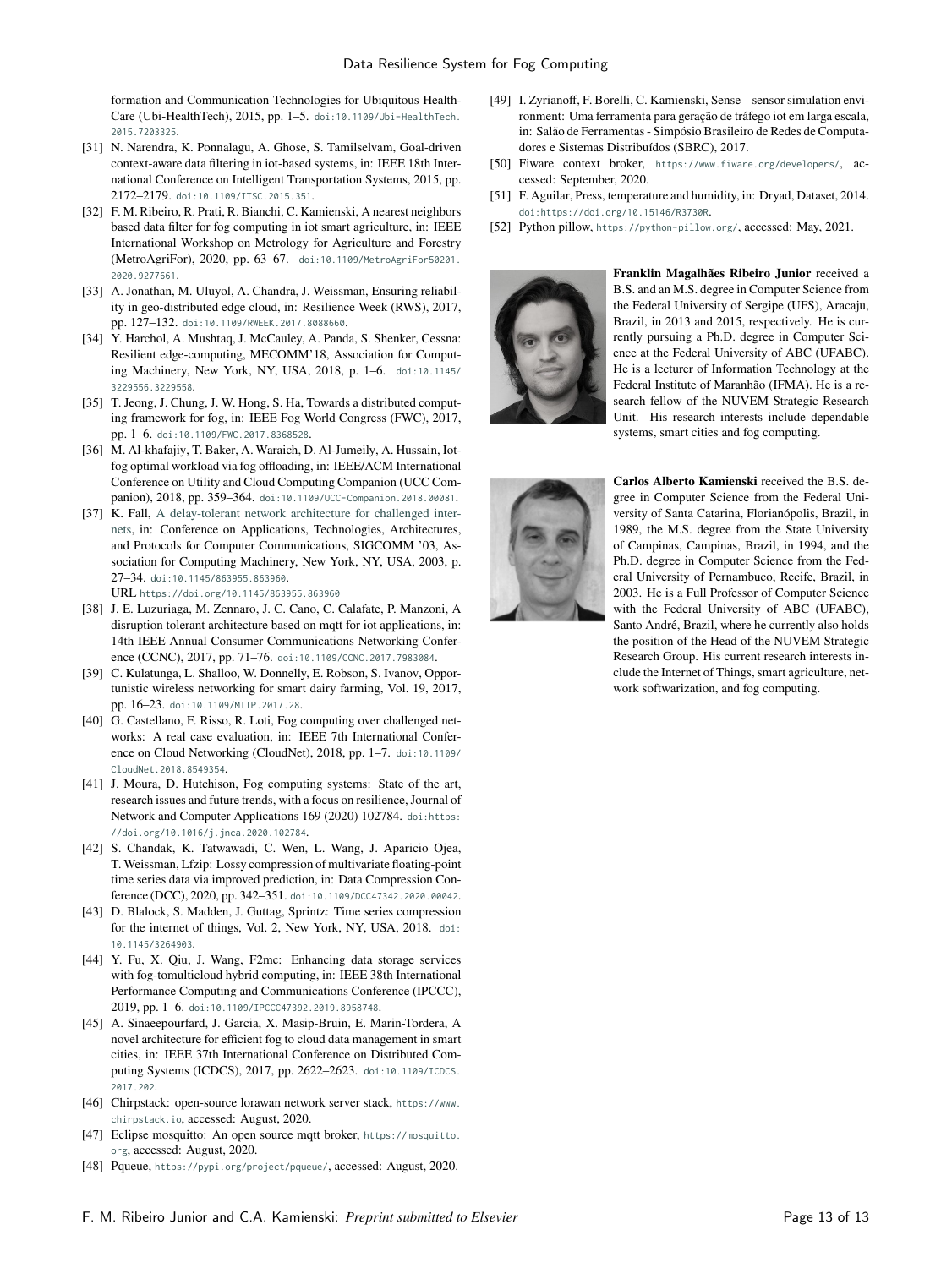formation and Communication Technologies for Ubiquitous Health-Care (Ubi-HealthTech), 2015, pp. 1–5. doi:10.1109/Ubi-HealthTech.2015.7203325.

[31] N. Narendra, K. Ponnalagu, A. Ghose, S. Tamilselvam, Goal-driven context-aware data filtering in iot-based systems, in: IEEE 18th International Conference on Intelligent Transportation Systems, 2015, pp. 2172–2179. doi:10.1109/ITSC.2015.351.

[32] F. M. Ribeiro, R. Prati, R. Bianchi, C. Kamienski, A nearest neighbors based data filter for fog computing in iot smart agriculture, in: IEEE International Workshop on Metrology for Agriculture and Forestry (MetroAgriFor), 2020, pp. 63–67. doi:10.1109/MetroAgriFor50201.2020.9277661.

[33] A. Jonathan, M. Uluyol, A. Chandra, J. Weissman, Ensuring reliability in geo-distributed edge cloud, in: Resilience Week (RWS), 2017, pp. 127–132. doi:10.1109/RWEEK.2017.8088660.

[34] Y. Harchol, A. Mushtaq, J. McCauley, A. Panda, S. Shenker, Cessna: Resilient edge-computing, MECOMM'18, Association for Computing Machinery, New York, NY, USA, 2018, p. 1–6. doi:10.1145/3229556.3229558.

[35] T. Jeong, J. Chung, J. W. Hong, S. Ha, Towards a distributed computing framework for fog, in: IEEE Fog World Congress (FWC), 2017, pp. 1–6. doi:10.1109/FWC.2017.8368528.

[36] M. Al-khafajiy, T. Baker, A. Waraich, D. Al-Jumeily, A. Hussain, Iot-fog optimal workload via fog offloading, in: IEEE/ACM International Conference on Utility and Cloud Computing Companion (UCC Companion), 2018, pp. 359–364. doi:10.1109/UCC-Companion.2018.00081.

[37] K. Fall, A delay-tolerant network architecture for challenged internets, in: Conference on Applications, Technologies, Architectures, and Protocols for Computer Communications, SIGCOMM '03, Association for Computing Machinery, New York, NY, USA, 2003, p. 27–34. doi:10.1145/863955.863960.
URL https://doi.org/10.1145/863955.863960

[38] J. E. Luzuriaga, M. Zennaro, J. C. Cano, C. Calafate, P. Manzoni, A disruption tolerant architecture based on mqtt for iot applications, in: 14th IEEE Annual Consumer Communications Networking Conference (CCNC), 2017, pp. 71–76. doi:10.1109/CCNC.2017.7983084.

[39] C. Kulatunga, L. Shalloo, W. Donnelly, E. Robson, S. Ivanov, Opportunistic wireless networking for smart dairy farming, Vol. 19, 2017, pp. 16–23. doi:10.1109/MITP.2017.28.

[40] G. Castellano, F. Risso, R. Loti, Fog computing over challenged networks: A real case evaluation, in: IEEE 7th International Conference on Cloud Networking (CloudNet), 2018, pp. 1–7. doi:10.1109/CloudNet.2018.8549354.

[41] J. Moura, D. Hutchison, Fog computing systems: State of the art, research issues and future trends, with a focus on resilience, Journal of Network and Computer Applications 169 (2020) 102784. doi:https://doi.org/10.1016/j.jnca.2020.102784.

[42] S. Chandak, K. Tatwawadi, C. Wen, L. Wang, J. Aparicio Ojea, T. Weissman, Lfzip: Lossy compression of multivariate floating-point time series data via improved prediction, in: Data Compression Conference (DCC), 2020, pp. 342–351. doi:10.1109/DCC47342.2020.00042.

[43] D. Blalock, S. Madden, J. Guttag, Sprintz: Time series compression for the internet of things, Vol. 2, New York, NY, USA, 2018. doi:10.1145/3264903.

[44] Y. Fu, X. Qiu, J. Wang, F2mc: Enhancing data storage services with fog-tomulticloud hybrid computing, in: IEEE 38th International Performance Computing and Communications Conference (IPCCC), 2019, pp. 1–6. doi:10.1109/IPCCC47392.2019.8958748.

[45] A. Sinaeepourfard, J. Garcia, X. Masip-Bruin, E. Marin-Tordera, A novel architecture for efficient fog to cloud data management in smart cities, in: IEEE 37th International Conference on Distributed Computing Systems (ICDCS), 2017, pp. 2622–2623. doi:10.1109/ICDCS.2017.202.

[46] Chirpstack: open-source lorawan network server stack, https://www.chirpstack.io, accessed: August, 2020.

[47] Eclipse mosquitto: An open source mqtt broker, https://mosquitto.org, accessed: August, 2020.

[48] Pqueue, https://pypi.org/project/pqueue/, accessed: August, 2020.

[49] I. Zyrianoff, F. Borelli, C. Kamienski, Sense – sensor simulation environment: Uma ferramenta para geração de tráfego iot em larga escala, in: Salão de Ferramentas - Simpósio Brasileiro de Redes de Computadores e Sistemas Distribuídos (SBRC), 2017.

[50] Fiware context broker, https://www.fiware.org/developers/, accessed: September, 2020.

[51] F. Aguilar, Press, temperature and humidity, in: Dryad, Dataset, 2014. doi:https://doi.org/10.15146/R3730R.

[52] Python pillow, https://python-pillow.org/, accessed: May, 2021.

**Franklin Magalhães Ribeiro Junior** received a B.S. and an M.S. degree in Computer Science from the Federal University of Sergipe (UFS), Aracaju, Brazil, in 2013 and 2015, respectively. He is currently pursuing a Ph.D. degree in Computer Science at the Federal University of ABC (UFABC). He is a lecturer of Information Technology at the Federal Institute of Maranhão (IFMA). He is a research fellow of the NUVEM Strategic Research Unit. His research interests include dependable systems, smart cities and fog computing.

**Carlos Alberto Kamienski** received the B.S. degree in Computer Science from the Federal University of Santa Catarina, Florianópolis, Brazil, in 1989, the M.S. degree from the State University of Campinas, Campinas, Brazil, in 1994, and the Ph.D. degree in Computer Science from the Federal University of Pernambuco, Recife, Brazil, in 2003. He is a Full Professor of Computer Science with the Federal University of ABC (UFABC), Santo André, Brazil, where he currently also holds the position of the Head of the NUVEM Strategic Research Group. His current research interests include the Internet of Things, smart agriculture, network softwarization, and fog computing.